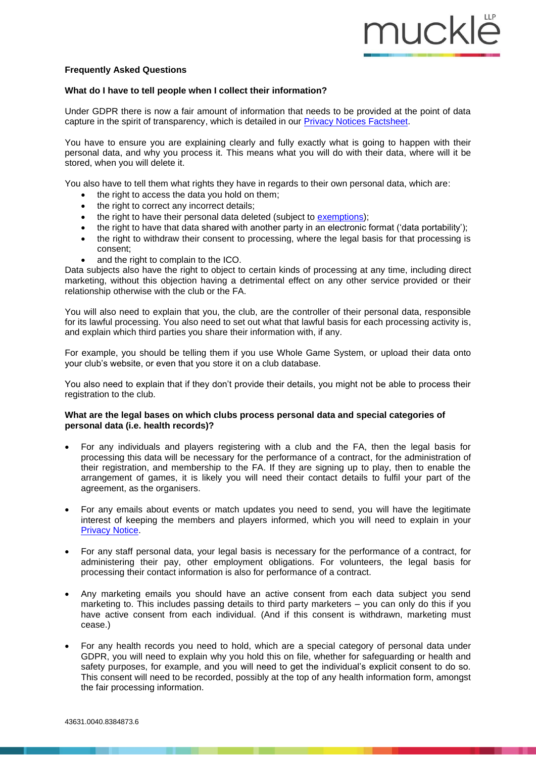**Frequently Asked Questions**

**What do I have to tell people when I collect their information?**

Under GDPR there is now a fair amount of information that needs to be provided at the point of data capture in the spirit of transparency, which is detailed in our [Privacy Notices Factsheet](#).

You have to ensure you are explaining clearly and fully exactly what is going to happen with their personal data, and why you process it. This means what you will do with their data, where will it be stored, when you will delete it.

You also have to tell them what rights they have in regards to their own personal data, which are:

- the right to access the data you hold on them;
- the right to correct any incorrect details;
- the right to have their personal data deleted (subject to [exemptions](#));
- the right to have that data shared with another party in an electronic format ('data portability');
- the right to withdraw their consent to processing, where the legal basis for that processing is consent;
- and the right to complain to the ICO.

Data subjects also have the right to object to certain kinds of processing at any time, including direct marketing, without this objection having a detrimental effect on any other service provided or their relationship otherwise with the club or the FA.

You will also need to explain that you, the club, are the controller of their personal data, responsible for its lawful processing. You also need to set out what that lawful basis for each processing activity is, and explain which third parties you share their information with, if any.

For example, you should be telling them if you use Whole Game System, or upload their data onto your club's website, or even that you store it on a club database.

You also need to explain that if they don't provide their details, you might not be able to process their registration to the club.

**What are the legal bases on which clubs process personal data and special categories of personal data (i.e. health records)?**

- For any individuals and players registering with a club and the FA, then the legal basis for processing this data will be necessary for the performance of a contract, for the administration of their registration, and membership to the FA. If they are signing up to play, then to enable the arrangement of games, it is likely you will need their contact details to fulfil your part of the agreement, as the organisers.

- For any emails about events or match updates you need to send, you will have the legitimate interest of keeping the members and players informed, which you will need to explain in your [Privacy Notice](#).

- For any staff personal data, your legal basis is necessary for the performance of a contract, for administering their pay, other employment obligations. For volunteers, the legal basis for processing their contact information is also for performance of a contract.

- Any marketing emails you should have an active consent from each data subject you send marketing to. This includes passing details to third party marketers – you can only do this if you have active consent from each individual. (And if this consent is withdrawn, marketing must cease.)

- For any health records you need to hold, which are a special category of personal data under GDPR, you will need to explain why you hold this on file, whether for safeguarding or health and safety purposes, for example, and you will need to get the individual's explicit consent to do so. This consent will need to be recorded, possibly at the top of any health information form, amongst the fair processing information.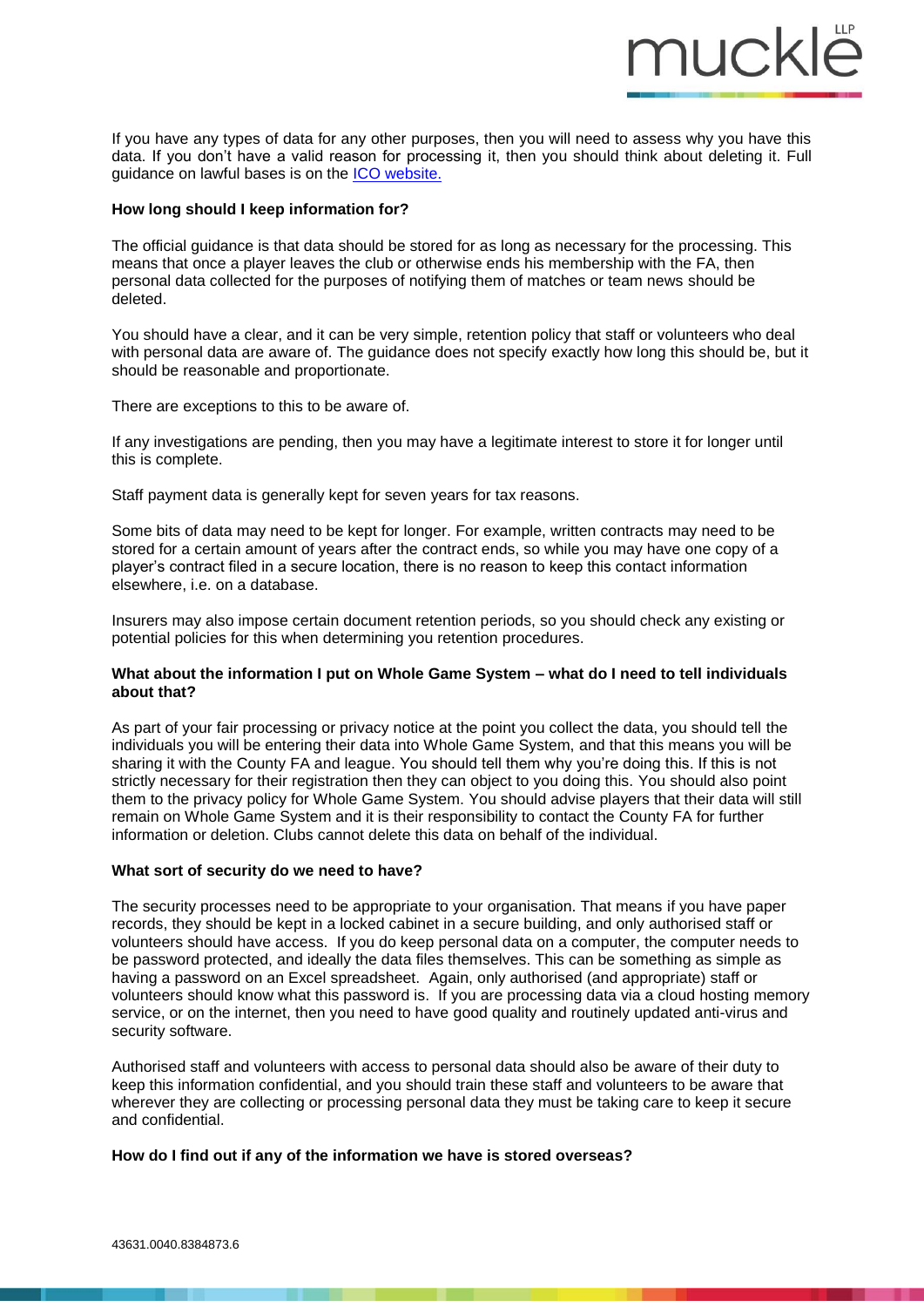If you have any types of data for any other purposes, then you will need to assess why you have this data. If you don't have a valid reason for processing it, then you should think about deleting it. Full guidance on lawful bases is on the [ICO website.](#)

**How long should I keep information for?**

The official guidance is that data should be stored for as long as necessary for the processing. This means that once a player leaves the club or otherwise ends his membership with the FA, then personal data collected for the purposes of notifying them of matches or team news should be deleted.

You should have a clear, and it can be very simple, retention policy that staff or volunteers who deal with personal data are aware of. The guidance does not specify exactly how long this should be, but it should be reasonable and proportionate.

There are exceptions to this to be aware of.

If any investigations are pending, then you may have a legitimate interest to store it for longer until this is complete.

Staff payment data is generally kept for seven years for tax reasons.

Some bits of data may need to be kept for longer. For example, written contracts may need to be stored for a certain amount of years after the contract ends, so while you may have one copy of a player's contract filed in a secure location, there is no reason to keep this contact information elsewhere, i.e. on a database.

Insurers may also impose certain document retention periods, so you should check any existing or potential policies for this when determining you retention procedures.

**What about the information I put on Whole Game System – what do I need to tell individuals about that?**

As part of your fair processing or privacy notice at the point you collect the data, you should tell the individuals you will be entering their data into Whole Game System, and that this means you will be sharing it with the County FA and league. You should tell them why you're doing this. If this is not strictly necessary for their registration then they can object to you doing this. You should also point them to the privacy policy for Whole Game System. You should advise players that their data will still remain on Whole Game System and it is their responsibility to contact the County FA for further information or deletion. Clubs cannot delete this data on behalf of the individual.

**What sort of security do we need to have?**

The security processes need to be appropriate to your organisation. That means if you have paper records, they should be kept in a locked cabinet in a secure building, and only authorised staff or volunteers should have access. If you do keep personal data on a computer, the computer needs to be password protected, and ideally the data files themselves. This can be something as simple as having a password on an Excel spreadsheet. Again, only authorised (and appropriate) staff or volunteers should know what this password is. If you are processing data via a cloud hosting memory service, or on the internet, then you need to have good quality and routinely updated anti-virus and security software.

Authorised staff and volunteers with access to personal data should also be aware of their duty to keep this information confidential, and you should train these staff and volunteers to be aware that wherever they are collecting or processing personal data they must be taking care to keep it secure and confidential.

**How do I find out if any of the information we have is stored overseas?**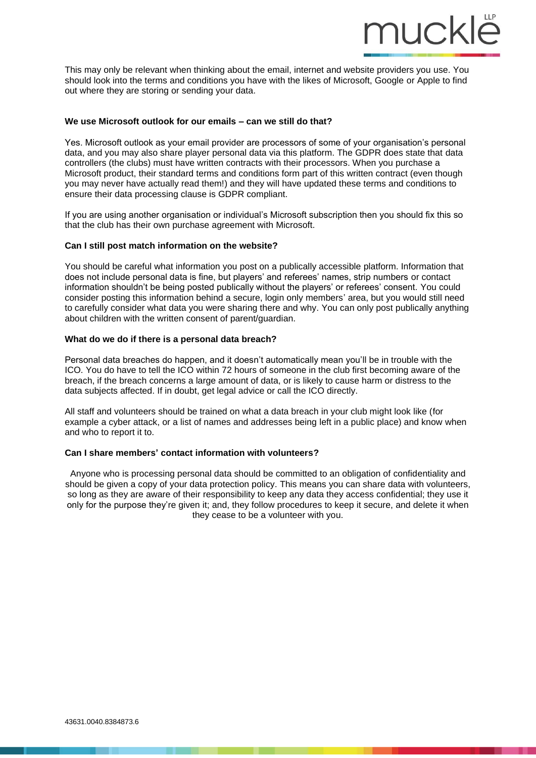This may only be relevant when thinking about the email, internet and website providers you use. You should look into the terms and conditions you have with the likes of Microsoft, Google or Apple to find out where they are storing or sending your data.

**We use Microsoft outlook for our emails – can we still do that?**

Yes. Microsoft outlook as your email provider are processors of some of your organisation's personal data, and you may also share player personal data via this platform. The GDPR does state that data controllers (the clubs) must have written contracts with their processors. When you purchase a Microsoft product, their standard terms and conditions form part of this written contract (even though you may never have actually read them!) and they will have updated these terms and conditions to ensure their data processing clause is GDPR compliant.

If you are using another organisation or individual's Microsoft subscription then you should fix this so that the club has their own purchase agreement with Microsoft.

**Can I still post match information on the website?**

You should be careful what information you post on a publically accessible platform. Information that does not include personal data is fine, but players' and referees' names, strip numbers or contact information shouldn't be being posted publically without the players' or referees' consent. You could consider posting this information behind a secure, login only members' area, but you would still need to carefully consider what data you were sharing there and why. You can only post publically anything about children with the written consent of parent/guardian.

**What do we do if there is a personal data breach?**

Personal data breaches do happen, and it doesn't automatically mean you'll be in trouble with the ICO. You do have to tell the ICO within 72 hours of someone in the club first becoming aware of the breach, if the breach concerns a large amount of data, or is likely to cause harm or distress to the data subjects affected. If in doubt, get legal advice or call the ICO directly.

All staff and volunteers should be trained on what a data breach in your club might look like (for example a cyber attack, or a list of names and addresses being left in a public place) and know when and who to report it to.

**Can I share members' contact information with volunteers?**

Anyone who is processing personal data should be committed to an obligation of confidentiality and should be given a copy of your data protection policy. This means you can share data with volunteers, so long as they are aware of their responsibility to keep any data they access confidential; they use it only for the purpose they're given it; and, they follow procedures to keep it secure, and delete it when they cease to be a volunteer with you.

43631.0040.8384873.6